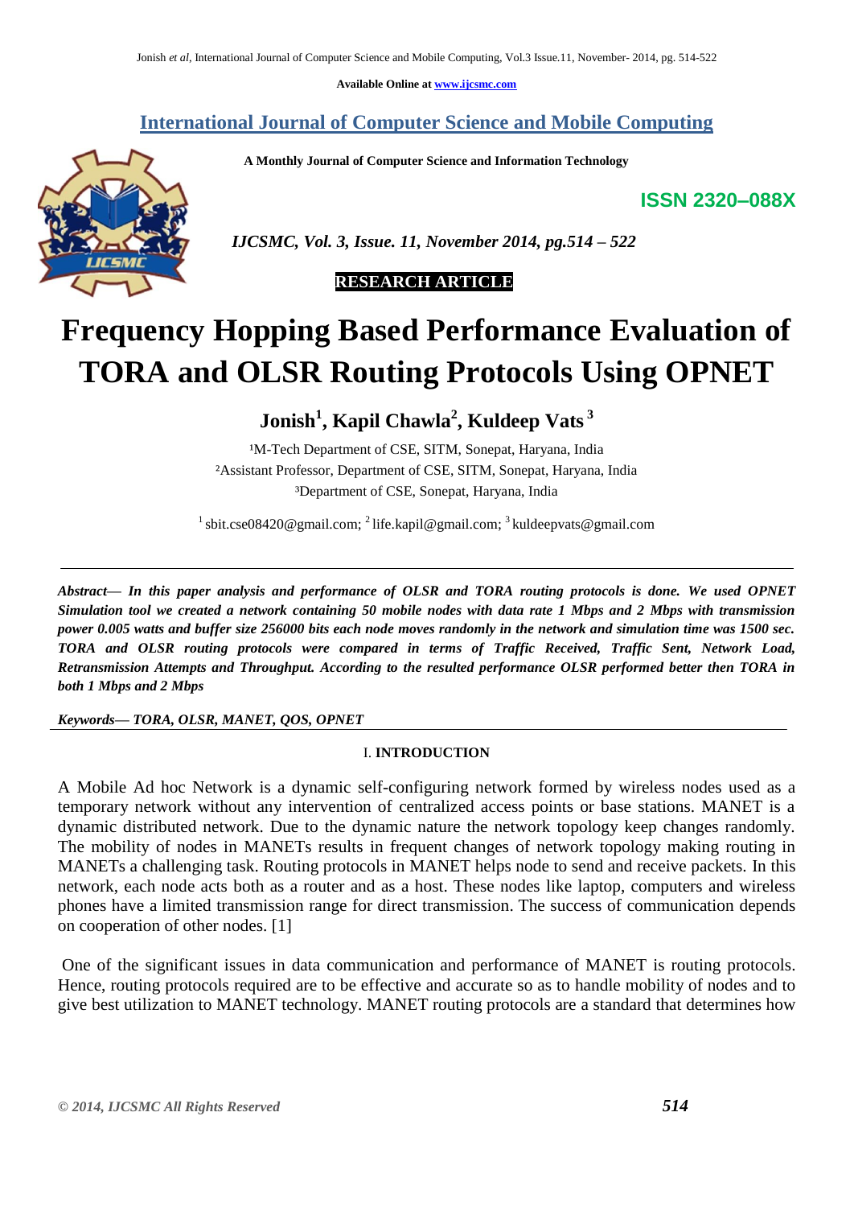Available Online at www.ijcsmc.com

## International Journal of Computer Science and Mobile Computing

**A Monthly Journal of Computer Science and Information Technology**

**ISSN 2320–088X**

***IJCSMC, Vol. 3, Issue. 11, November 2014, pg.514 – 522***

**RESEARCH ARTICLE**

# Frequency Hopping Based Performance Evaluation of TORA and OLSR Routing Protocols Using OPNET

**Jonish[1], Kapil Chawla[2], Kuldeep Vats[3]**

[1]M-Tech Department of CSE, SITM, Sonepat, Haryana, India
[2]Assistant Professor, Department of CSE, SITM, Sonepat, Haryana, India
[3]Department of CSE, Sonepat, Haryana, India

[1] sbit.cse08420@gmail.com; [2] life.kapil@gmail.com; [3] kuldeepvats@gmail.com

***Abstract— In this paper analysis and performance of OLSR and TORA routing protocols is done. We used OPNET Simulation tool we created a network containing 50 mobile nodes with data rate 1 Mbps and 2 Mbps with transmission power 0.005 watts and buffer size 256000 bits each node moves randomly in the network and simulation time was 1500 sec. TORA and OLSR routing protocols were compared in terms of Traffic Received, Traffic Sent, Network Load, Retransmission Attempts and Throughput. According to the resulted performance OLSR performed better then TORA in both 1 Mbps and 2 Mbps***

***Keywords— TORA, OLSR, MANET, QOS, OPNET***

## I. INTRODUCTION

A Mobile Ad hoc Network is a dynamic self-configuring network formed by wireless nodes used as a temporary network without any intervention of centralized access points or base stations. MANET is a dynamic distributed network. Due to the dynamic nature the network topology keep changes randomly. The mobility of nodes in MANETs results in frequent changes of network topology making routing in MANETs a challenging task. Routing protocols in MANET helps node to send and receive packets. In this network, each node acts both as a router and as a host. These nodes like laptop, computers and wireless phones have a limited transmission range for direct transmission. The success of communication depends on cooperation of other nodes. [1]

One of the significant issues in data communication and performance of MANET is routing protocols. Hence, routing protocols required are to be effective and accurate so as to handle mobility of nodes and to give best utilization to MANET technology. MANET routing protocols are a standard that determines how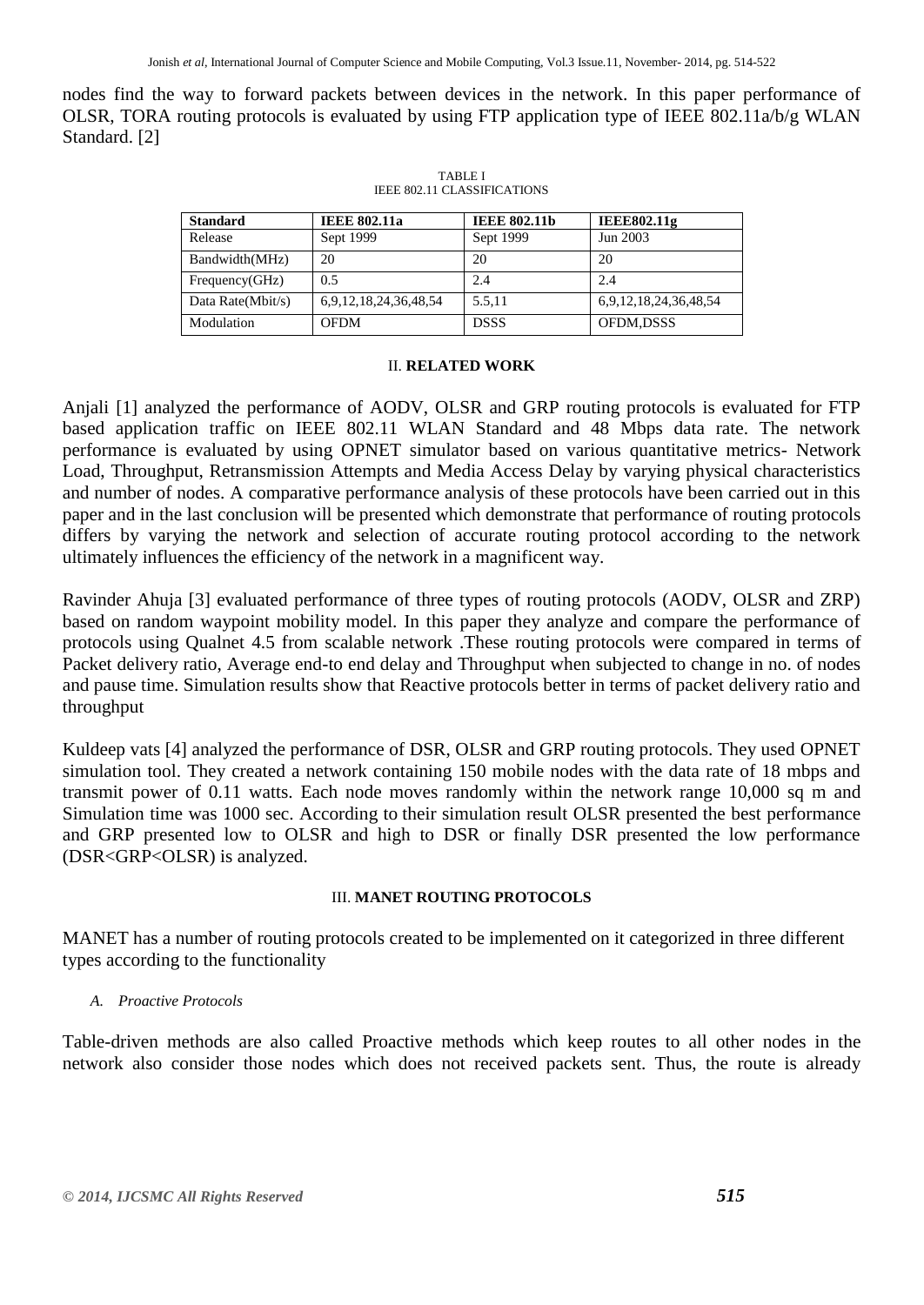nodes find the way to forward packets between devices in the network. In this paper performance of OLSR, TORA routing protocols is evaluated by using FTP application type of IEEE 802.11a/b/g WLAN Standard. [2]

TABLE I
IEEE 802.11 CLASSIFICATIONS

| **Standard** | **IEEE 802.11a** | **IEEE 802.11b** | **IEEE802.11g** |
|---|---|---|---|
| Release | Sept 1999 | Sept 1999 | Jun 2003 |
| Bandwidth(MHz) | 20 | 20 | 20 |
| Frequency(GHz) | 0.5 | 2.4 | 2.4 |
| Data Rate(Mbit/s) | 6,9,12,18,24,36,48,54 | 5.5,11 | 6,9,12,18,24,36,48,54 |
| Modulation | OFDM | DSSS | OFDM,DSSS |

## II. RELATED WORK

Anjali [1] analyzed the performance of AODV, OLSR and GRP routing protocols is evaluated for FTP based application traffic on IEEE 802.11 WLAN Standard and 48 Mbps data rate. The network performance is evaluated by using OPNET simulator based on various quantitative metrics- Network Load, Throughput, Retransmission Attempts and Media Access Delay by varying physical characteristics and number of nodes. A comparative performance analysis of these protocols have been carried out in this paper and in the last conclusion will be presented which demonstrate that performance of routing protocols differs by varying the network and selection of accurate routing protocol according to the network ultimately influences the efficiency of the network in a magnificent way.

Ravinder Ahuja [3] evaluated performance of three types of routing protocols (AODV, OLSR and ZRP) based on random waypoint mobility model. In this paper they analyze and compare the performance of protocols using Qualnet 4.5 from scalable network .These routing protocols were compared in terms of Packet delivery ratio, Average end-to end delay and Throughput when subjected to change in no. of nodes and pause time. Simulation results show that Reactive protocols better in terms of packet delivery ratio and throughput

Kuldeep vats [4] analyzed the performance of DSR, OLSR and GRP routing protocols. They used OPNET simulation tool. They created a network containing 150 mobile nodes with the data rate of 18 mbps and transmit power of 0.11 watts. Each node moves randomly within the network range 10,000 sq m and Simulation time was 1000 sec. According to their simulation result OLSR presented the best performance and GRP presented low to OLSR and high to DSR or finally DSR presented the low performance (DSR<GRP<OLSR) is analyzed.

## III. MANET ROUTING PROTOCOLS

MANET has a number of routing protocols created to be implemented on it categorized in three different types according to the functionality

### *A. Proactive Protocols*

Table-driven methods are also called Proactive methods which keep routes to all other nodes in the network also consider those nodes which does not received packets sent. Thus, the route is already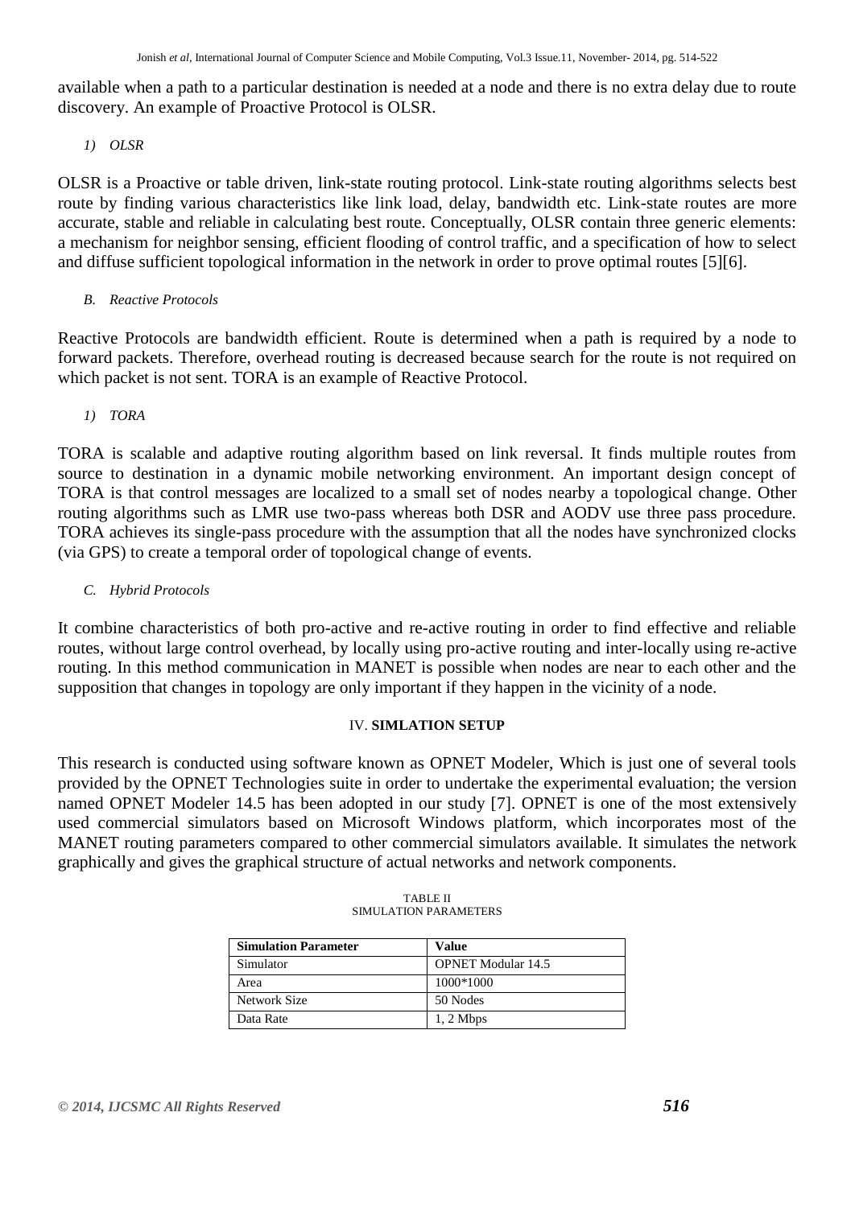available when a path to a particular destination is needed at a node and there is no extra delay due to route discovery. An example of Proactive Protocol is OLSR.

#### *1) OLSR*

OLSR is a Proactive or table driven, link-state routing protocol. Link-state routing algorithms selects best route by finding various characteristics like link load, delay, bandwidth etc. Link-state routes are more accurate, stable and reliable in calculating best route. Conceptually, OLSR contain three generic elements: a mechanism for neighbor sensing, efficient flooding of control traffic, and a specification of how to select and diffuse sufficient topological information in the network in order to prove optimal routes [5][6].

### *B. Reactive Protocols*

Reactive Protocols are bandwidth efficient. Route is determined when a path is required by a node to forward packets. Therefore, overhead routing is decreased because search for the route is not required on which packet is not sent. TORA is an example of Reactive Protocol.

#### *1) TORA*

TORA is scalable and adaptive routing algorithm based on link reversal. It finds multiple routes from source to destination in a dynamic mobile networking environment. An important design concept of TORA is that control messages are localized to a small set of nodes nearby a topological change. Other routing algorithms such as LMR use two-pass whereas both DSR and AODV use three pass procedure. TORA achieves its single-pass procedure with the assumption that all the nodes have synchronized clocks (via GPS) to create a temporal order of topological change of events.

### *C. Hybrid Protocols*

It combine characteristics of both pro-active and re-active routing in order to find effective and reliable routes, without large control overhead, by locally using pro-active routing and inter-locally using re-active routing. In this method communication in MANET is possible when nodes are near to each other and the supposition that changes in topology are only important if they happen in the vicinity of a node.

## IV. **SIMLATION SETUP**

This research is conducted using software known as OPNET Modeler, Which is just one of several tools provided by the OPNET Technologies suite in order to undertake the experimental evaluation; the version named OPNET Modeler 14.5 has been adopted in our study [7]. OPNET is one of the most extensively used commercial simulators based on Microsoft Windows platform, which incorporates most of the MANET routing parameters compared to other commercial simulators available. It simulates the network graphically and gives the graphical structure of actual networks and network components.

TABLE II
SIMULATION PARAMETERS

| **Simulation Parameter** | **Value** |
|---|---|
| Simulator | OPNET Modular 14.5 |
| Area | 1000*1000 |
| Network Size | 50 Nodes |
| Data Rate | 1, 2 Mbps |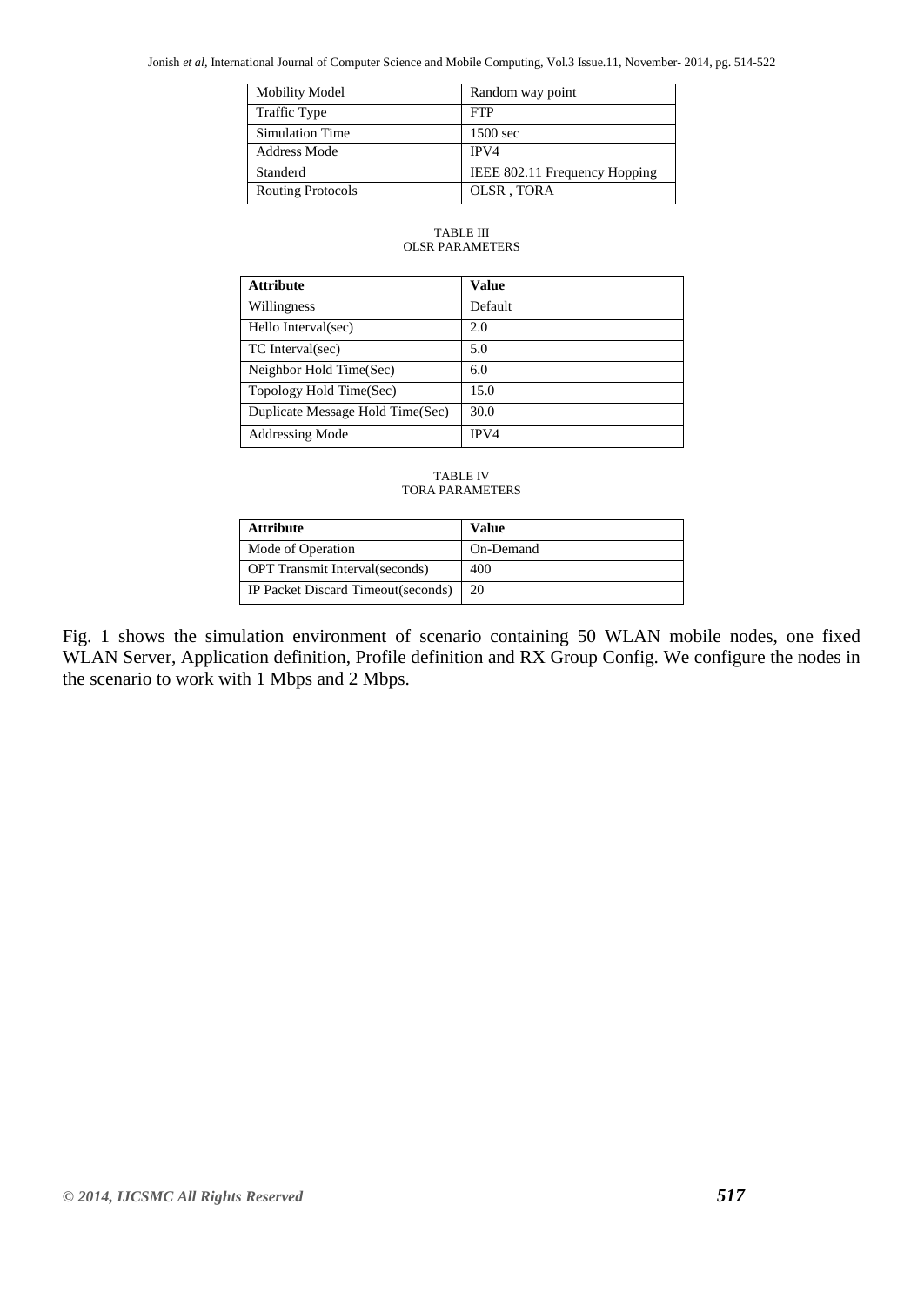| Mobility Model | Random way point |
|---|---|
| Traffic Type | FTP |
| Simulation Time | 1500 sec |
| Address Mode | IPV4 |
| Standerd | IEEE 802.11 Frequency Hopping |
| Routing Protocols | OLSR , TORA |

TABLE III
OLSR PARAMETERS

| **Attribute** | **Value** |
|---|---|
| Willingness | Default |
| Hello Interval(sec) | 2.0 |
| TC Interval(sec) | 5.0 |
| Neighbor Hold Time(Sec) | 6.0 |
| Topology Hold Time(Sec) | 15.0 |
| Duplicate Message Hold Time(Sec) | 30.0 |
| Addressing Mode | IPV4 |

TABLE IV
TORA PARAMETERS

| **Attribute** | **Value** |
|---|---|
| Mode of Operation | On-Demand |
| OPT Transmit Interval(seconds) | 400 |
| IP Packet Discard Timeout(seconds) | 20 |

Fig. 1 shows the simulation environment of scenario containing 50 WLAN mobile nodes, one fixed WLAN Server, Application definition, Profile definition and RX Group Config. We configure the nodes in the scenario to work with 1 Mbps and 2 Mbps.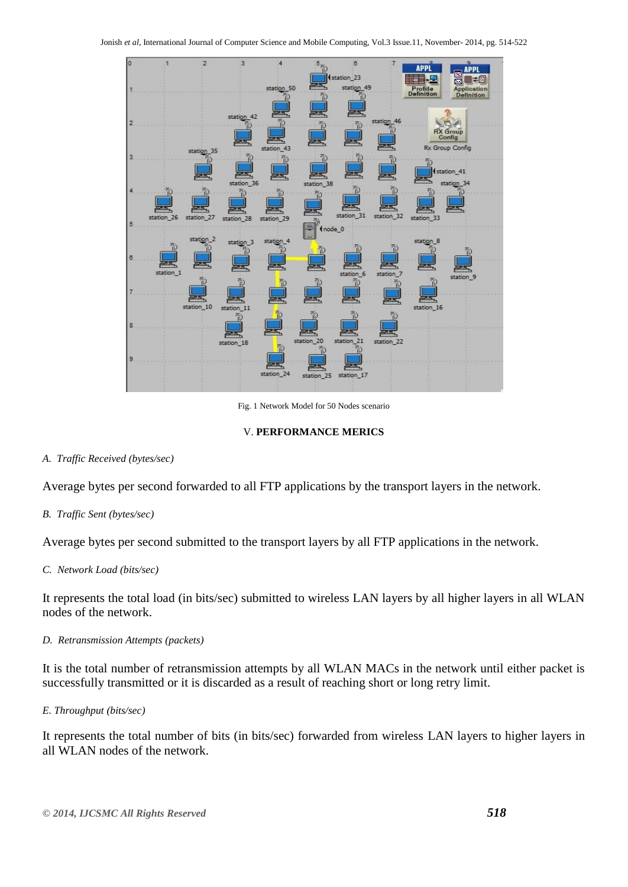Fig. 1 Network Model for 50 Nodes scenario

## V. PERFORMANCE MERICS

### *A. Traffic Received (bytes/sec)*

Average bytes per second forwarded to all FTP applications by the transport layers in the network.

### *B. Traffic Sent (bytes/sec)*

Average bytes per second submitted to the transport layers by all FTP applications in the network.

### *C. Network Load (bits/sec)*

It represents the total load (in bits/sec) submitted to wireless LAN layers by all higher layers in all WLAN nodes of the network.

### *D. Retransmission Attempts (packets)*

It is the total number of retransmission attempts by all WLAN MACs in the network until either packet is successfully transmitted or it is discarded as a result of reaching short or long retry limit.

### *E. Throughput (bits/sec)*

It represents the total number of bits (in bits/sec) forwarded from wireless LAN layers to higher layers in all WLAN nodes of the network.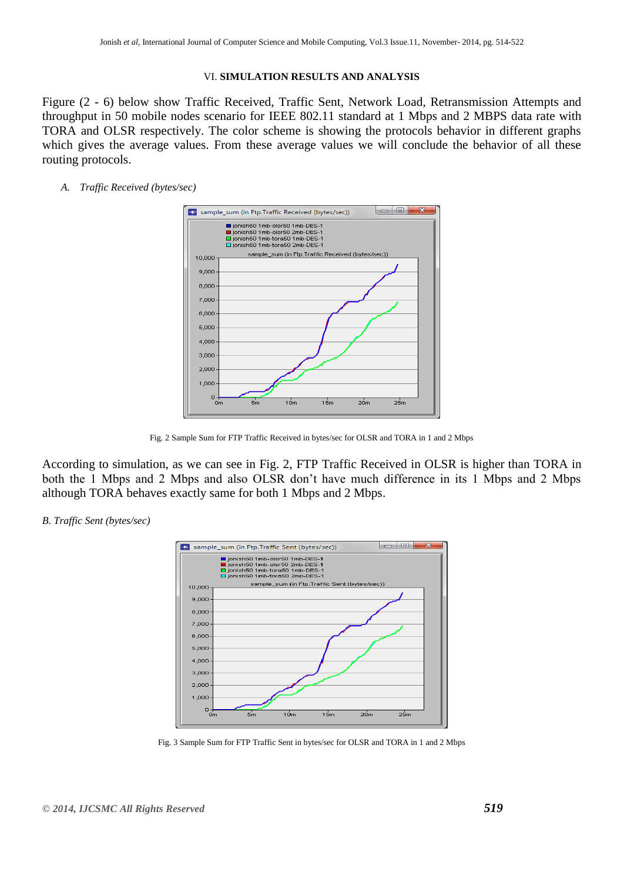## VI. SIMULATION RESULTS AND ANALYSIS

Figure (2 - 6) below show Traffic Received, Traffic Sent, Network Load, Retransmission Attempts and throughput in 50 mobile nodes scenario for IEEE 802.11 standard at 1 Mbps and 2 MBPS data rate with TORA and OLSR respectively. The color scheme is showing the protocols behavior in different graphs which gives the average values. From these average values we will conclude the behavior of all these routing protocols.

### *A. Traffic Received (bytes/sec)*

Fig. 2 Sample Sum for FTP Traffic Received in bytes/sec for OLSR and TORA in 1 and 2 Mbps

According to simulation, as we can see in Fig. 2, FTP Traffic Received in OLSR is higher than TORA in both the 1 Mbps and 2 Mbps and also OLSR don't have much difference in its 1 Mbps and 2 Mbps although TORA behaves exactly same for both 1 Mbps and 2 Mbps.

### *B. Traffic Sent (bytes/sec)*

Fig. 3 Sample Sum for FTP Traffic Sent in bytes/sec for OLSR and TORA in 1 and 2 Mbps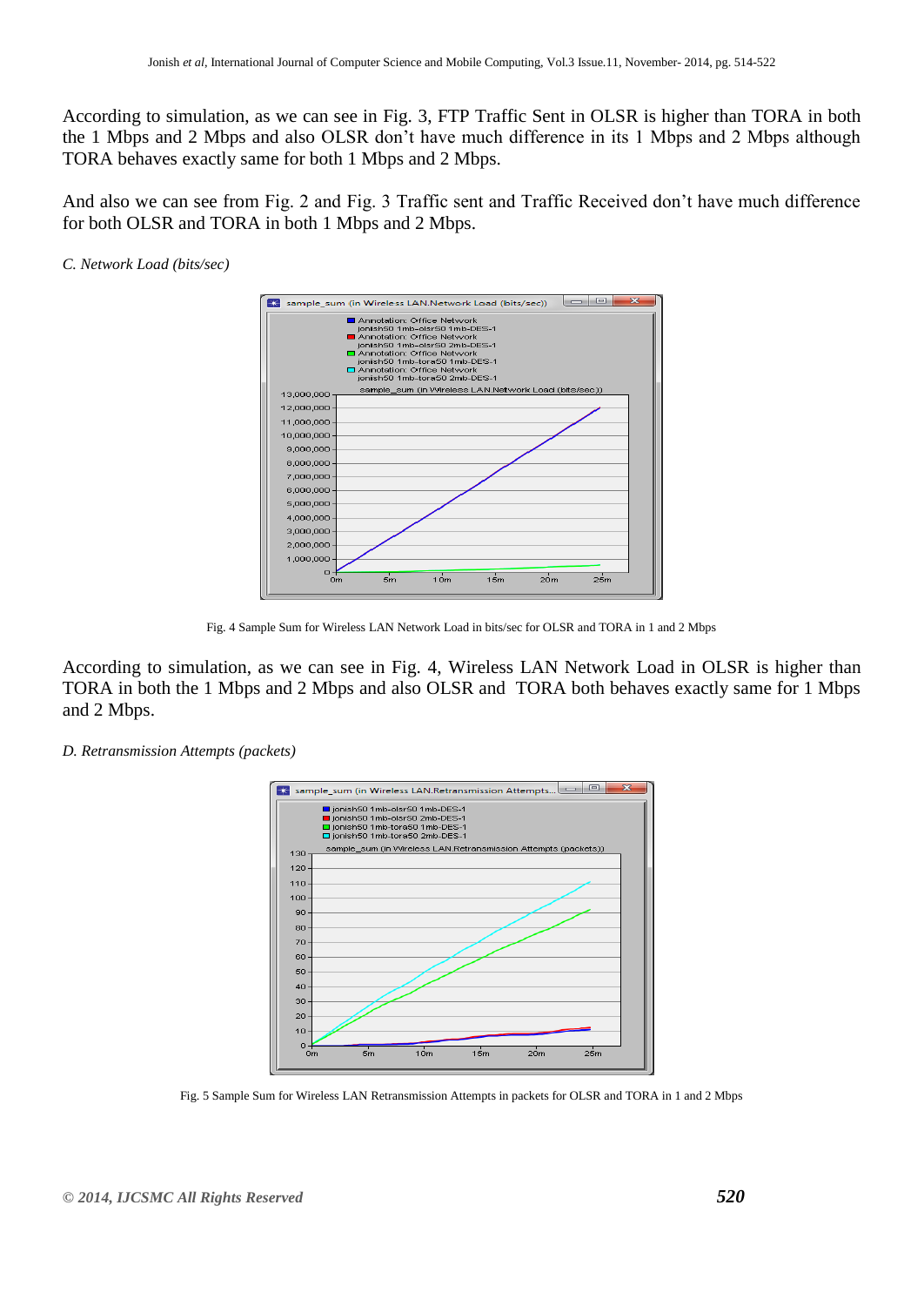According to simulation, as we can see in Fig. 3, FTP Traffic Sent in OLSR is higher than TORA in both the 1 Mbps and 2 Mbps and also OLSR don't have much difference in its 1 Mbps and 2 Mbps although TORA behaves exactly same for both 1 Mbps and 2 Mbps.

And also we can see from Fig. 2 and Fig. 3 Traffic sent and Traffic Received don't have much difference for both OLSR and TORA in both 1 Mbps and 2 Mbps.

*C. Network Load (bits/sec)*

Fig. 4 Sample Sum for Wireless LAN Network Load in bits/sec for OLSR and TORA in 1 and 2 Mbps

According to simulation, as we can see in Fig. 4, Wireless LAN Network Load in OLSR is higher than TORA in both the 1 Mbps and 2 Mbps and also OLSR and TORA both behaves exactly same for 1 Mbps and 2 Mbps.

*D. Retransmission Attempts (packets)*

Fig. 5 Sample Sum for Wireless LAN Retransmission Attempts in packets for OLSR and TORA in 1 and 2 Mbps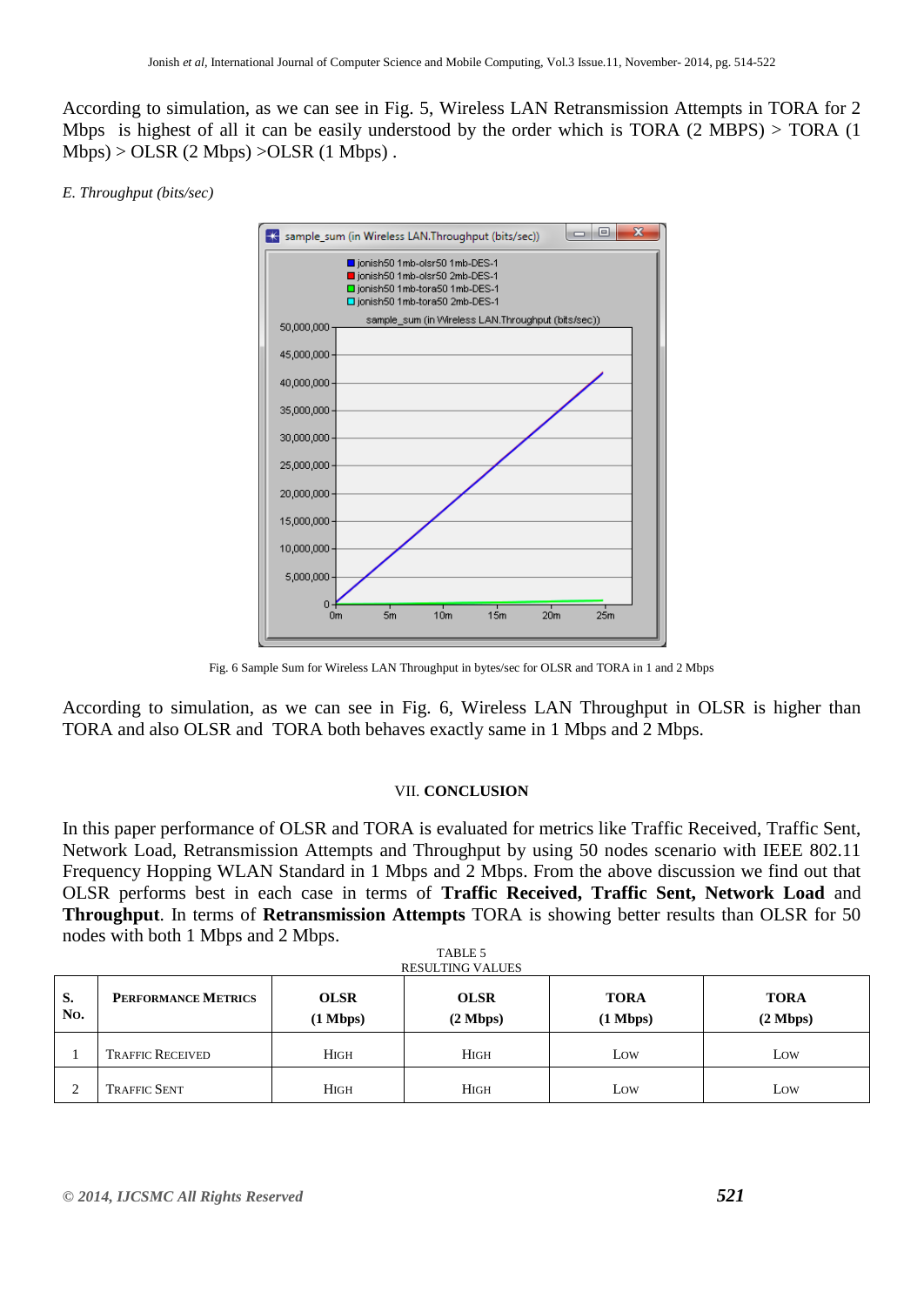According to simulation, as we can see in Fig. 5, Wireless LAN Retransmission Attempts in TORA for 2 Mbps is highest of all it can be easily understood by the order which is TORA (2 MBPS) > TORA (1 Mbps) > OLSR (2 Mbps) >OLSR (1 Mbps) .

*E. Throughput (bits/sec)*

Fig. 6 Sample Sum for Wireless LAN Throughput in bytes/sec for OLSR and TORA in 1 and 2 Mbps

According to simulation, as we can see in Fig. 6, Wireless LAN Throughput in OLSR is higher than TORA and also OLSR and TORA both behaves exactly same in 1 Mbps and 2 Mbps.

## VII. CONCLUSION

In this paper performance of OLSR and TORA is evaluated for metrics like Traffic Received, Traffic Sent, Network Load, Retransmission Attempts and Throughput by using 50 nodes scenario with IEEE 802.11 Frequency Hopping WLAN Standard in 1 Mbps and 2 Mbps. From the above discussion we find out that OLSR performs best in each case in terms of **Traffic Received, Traffic Sent, Network Load** and **Throughput**. In terms of **Retransmission Attempts** TORA is showing better results than OLSR for 50 nodes with both 1 Mbps and 2 Mbps.

TABLE 5
RESULTING VALUES

| S. No. | PERFORMANCE METRICS | OLSR (1 Mbps) | OLSR (2 Mbps) | TORA (1 Mbps) | TORA (2 Mbps) |
|---|---|---|---|---|---|
| 1 | TRAFFIC RECEIVED | HIGH | HIGH | LOW | LOW |
| 2 | TRAFFIC SENT | HIGH | HIGH | LOW | LOW |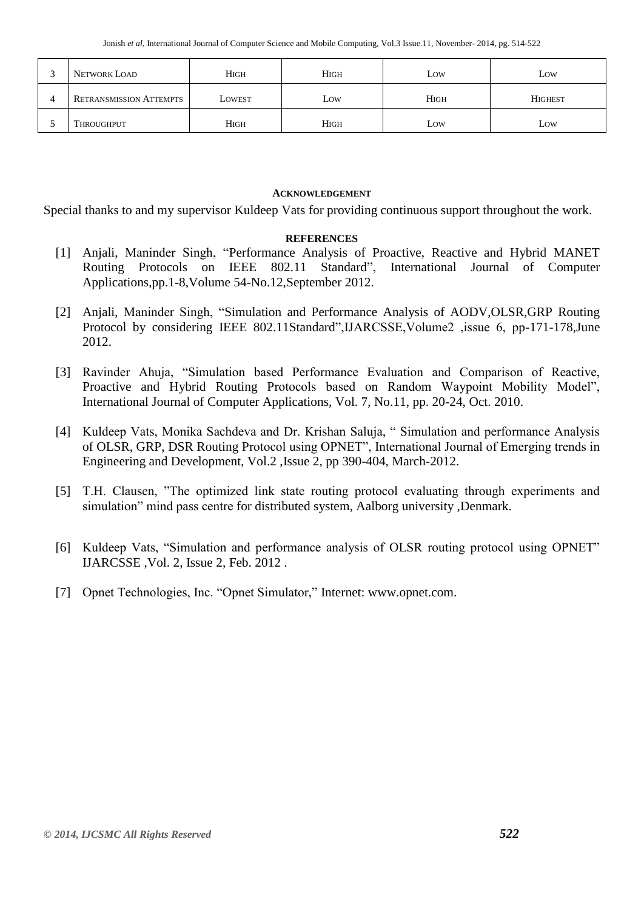| | | | | | |
|---|---|---|---|---|---|
| 3 | NETWORK LOAD | HIGH | HIGH | LOW | LOW |
| 4 | RETRANSMISSION ATTEMPTS | LOWEST | LOW | HIGH | HIGHEST |
| 5 | THROUGHPUT | HIGH | HIGH | LOW | LOW |

## ACKNOWLEDGEMENT

Special thanks to and my supervisor Kuldeep Vats for providing continuous support throughout the work.

## REFERENCES

[1] Anjali, Maninder Singh, "Performance Analysis of Proactive, Reactive and Hybrid MANET Routing Protocols on IEEE 802.11 Standard", International Journal of Computer Applications,pp.1-8,Volume 54-No.12,September 2012.

[2] Anjali, Maninder Singh, "Simulation and Performance Analysis of AODV,OLSR,GRP Routing Protocol by considering IEEE 802.11Standard",IJARCSSE,Volume2 ,issue 6, pp-171-178,June 2012.

[3] Ravinder Ahuja, "Simulation based Performance Evaluation and Comparison of Reactive, Proactive and Hybrid Routing Protocols based on Random Waypoint Mobility Model", International Journal of Computer Applications, Vol. 7, No.11, pp. 20-24, Oct. 2010.

[4] Kuldeep Vats, Monika Sachdeva and Dr. Krishan Saluja, " Simulation and performance Analysis of OLSR, GRP, DSR Routing Protocol using OPNET", International Journal of Emerging trends in Engineering and Development, Vol.2 ,Issue 2, pp 390-404, March-2012.

[5] T.H. Clausen, "The optimized link state routing protocol evaluating through experiments and simulation" mind pass centre for distributed system, Aalborg university ,Denmark.

[6] Kuldeep Vats, "Simulation and performance analysis of OLSR routing protocol using OPNET" IJARCSSE ,Vol. 2, Issue 2, Feb. 2012 .

[7] Opnet Technologies, Inc. "Opnet Simulator," Internet: www.opnet.com.